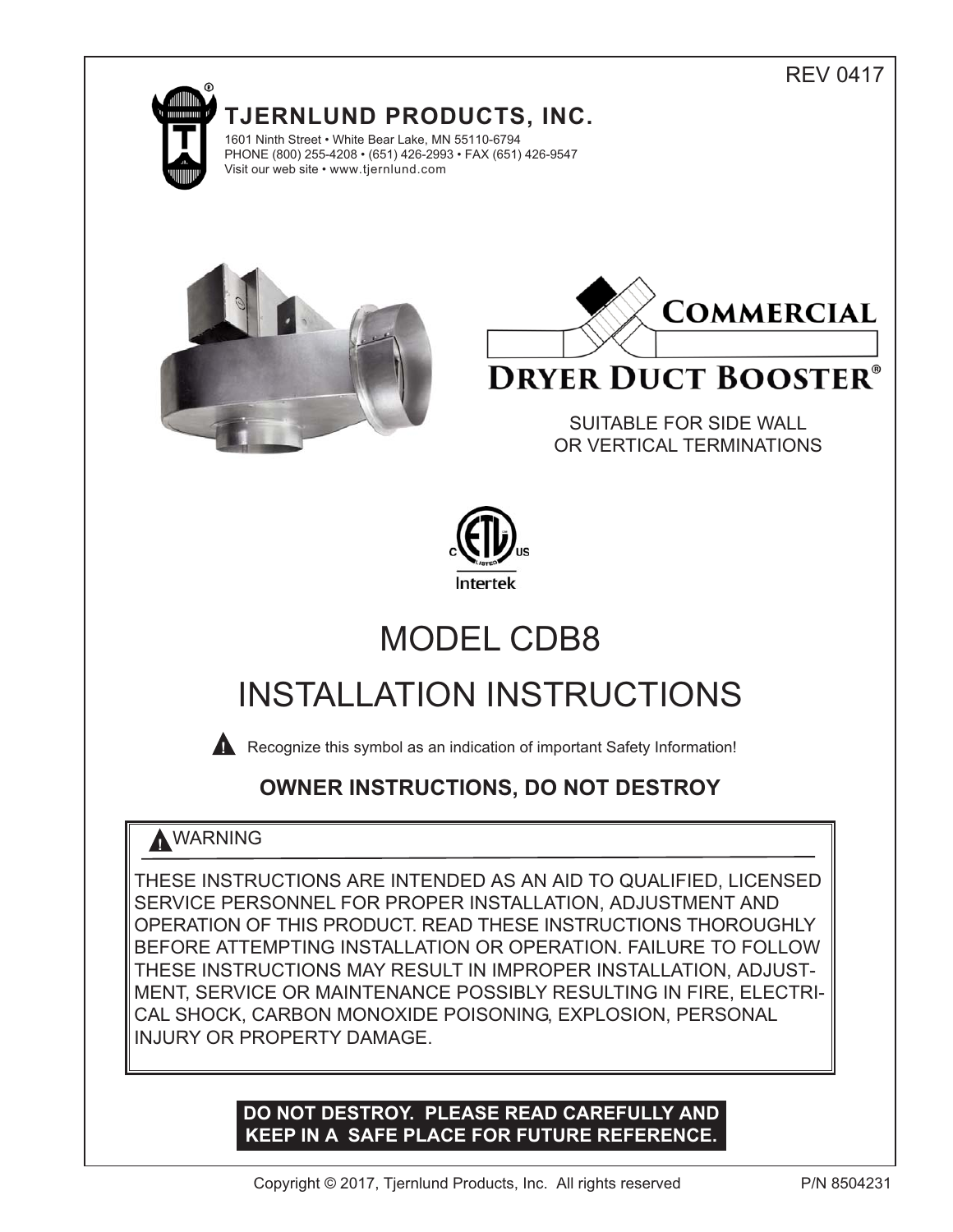REV 0417

# TJERNLUND PRODUCTS, INC.

1601 Ninth Street • White Bear Lake, MN 55110-6794
PHONE (800) 255-4208 • (651) 426-2993 • FAX (651) 426-9547
Visit our web site • www.tjernlund.com

## COMMERCIAL DRYER DUCT BOOSTER®

SUITABLE FOR SIDE WALL OR VERTICAL TERMINATIONS

Intertek

# MODEL CDB8

# INSTALLATION INSTRUCTIONS

⚠ Recognize this symbol as an indication of important Safety Information!

**OWNER INSTRUCTIONS, DO NOT DESTROY**

> ⚠ WARNING
>
> THESE INSTRUCTIONS ARE INTENDED AS AN AID TO QUALIFIED, LICENSED SERVICE PERSONNEL FOR PROPER INSTALLATION, ADJUSTMENT AND OPERATION OF THIS PRODUCT. READ THESE INSTRUCTIONS THOROUGHLY BEFORE ATTEMPTING INSTALLATION OR OPERATION. FAILURE TO FOLLOW THESE INSTRUCTIONS MAY RESULT IN IMPROPER INSTALLATION, ADJUSTMENT, SERVICE OR MAINTENANCE POSSIBLY RESULTING IN FIRE, ELECTRICAL SHOCK, CARBON MONOXIDE POISONING, EXPLOSION, PERSONAL INJURY OR PROPERTY DAMAGE.

**DO NOT DESTROY. PLEASE READ CAREFULLY AND KEEP IN A SAFE PLACE FOR FUTURE REFERENCE.**

Copyright © 2017, Tjernlund Products, Inc. All rights reserved

P/N 8504231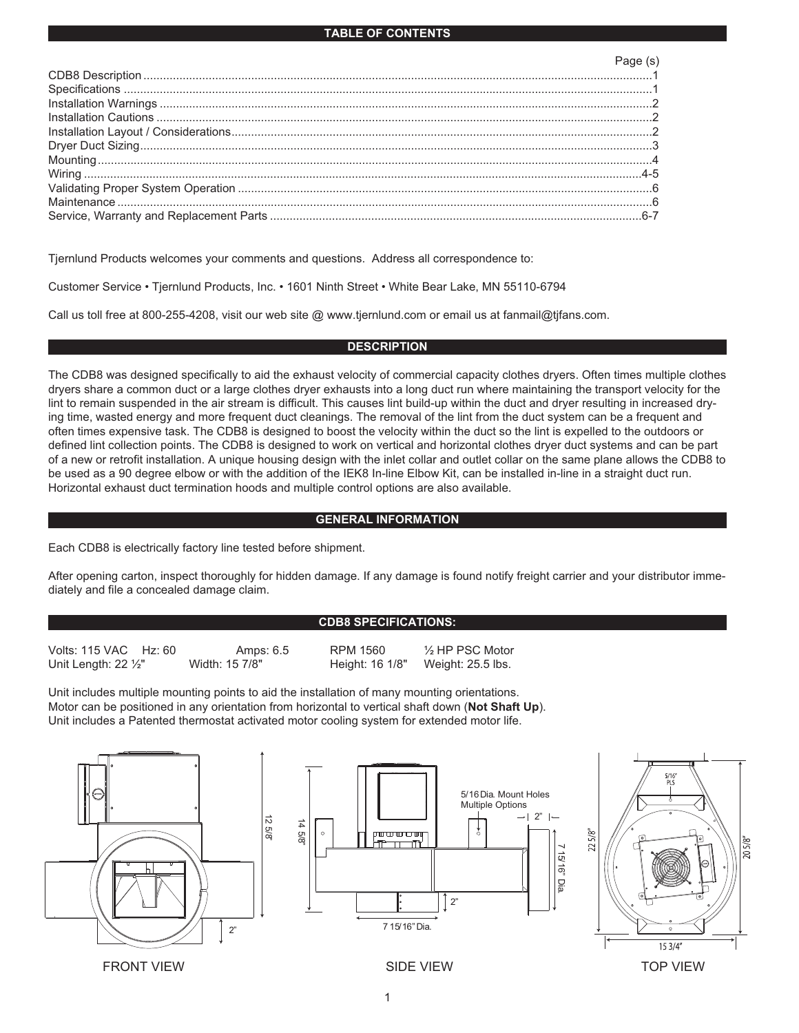## TABLE OF CONTENTS

| | Page (s) |
|---|---|
| CDB8 Description | 1 |
| Specifications | 1 |
| Installation Warnings | 2 |
| Installation Cautions | 2 |
| Installation Layout / Considerations | 2 |
| Dryer Duct Sizing | 3 |
| Mounting | 4 |
| Wiring | 4-5 |
| Validating Proper System Operation | 6 |
| Maintenance | 6 |
| Service, Warranty and Replacement Parts | 6-7 |

Tjernlund Products welcomes your comments and questions. Address all correspondence to:

Customer Service • Tjernlund Products, Inc. • 1601 Ninth Street • White Bear Lake, MN 55110-6794

Call us toll free at 800-255-4208, visit our web site @ www.tjernlund.com or email us at fanmail@tjfans.com.

## DESCRIPTION

The CDB8 was designed specifically to aid the exhaust velocity of commercial capacity clothes dryers. Often times multiple clothes dryers share a common duct or a large clothes dryer exhausts into a long duct run where maintaining the transport velocity for the lint to remain suspended in the air stream is difficult. This causes lint build-up within the duct and dryer resulting in increased drying time, wasted energy and more frequent duct cleanings. The removal of the lint from the duct system can be a frequent and often times expensive task. The CDB8 is designed to boost the velocity within the duct so the lint is expelled to the outdoors or defined lint collection points. The CDB8 is designed to work on vertical and horizontal clothes dryer duct systems and can be part of a new or retrofit installation. A unique housing design with the inlet collar and outlet collar on the same plane allows the CDB8 to be used as a 90 degree elbow or with the addition of the IEK8 In-line Elbow Kit, can be installed in-line in a straight duct run. Horizontal exhaust duct termination hoods and multiple control options are also available.

## GENERAL INFORMATION

Each CDB8 is electrically factory line tested before shipment.

After opening carton, inspect thoroughly for hidden damage. If any damage is found notify freight carrier and your distributor immediately and file a concealed damage claim.

## CDB8 SPECIFICATIONS:

| | | | | |
|---|---|---|---|---|
| Volts: 115 VAC Hz: 60 | Amps: 6.5 | RPM 1560 | ½ HP PSC Motor | |
| Unit Length: 22 ½" | Width: 15 7/8" | Height: 16 1/8" | Weight: 25.5 lbs. | |

Unit includes multiple mounting points to aid the installation of many mounting orientations.
Motor can be positioned in any orientation from horizontal to vertical shaft down (**Not Shaft Up**).
Unit includes a Patented thermostat activated motor cooling system for extended motor life.

12 5/8" 2"

14 5/8" 5/16 Dia. Mount Holes Multiple Options 2" 7 15/16" Dia. 2" 7 15/16" Dia.

5/16" PLS 22 5/8" 20 5/8" 15 3/4"

FRONT VIEW SIDE VIEW TOP VIEW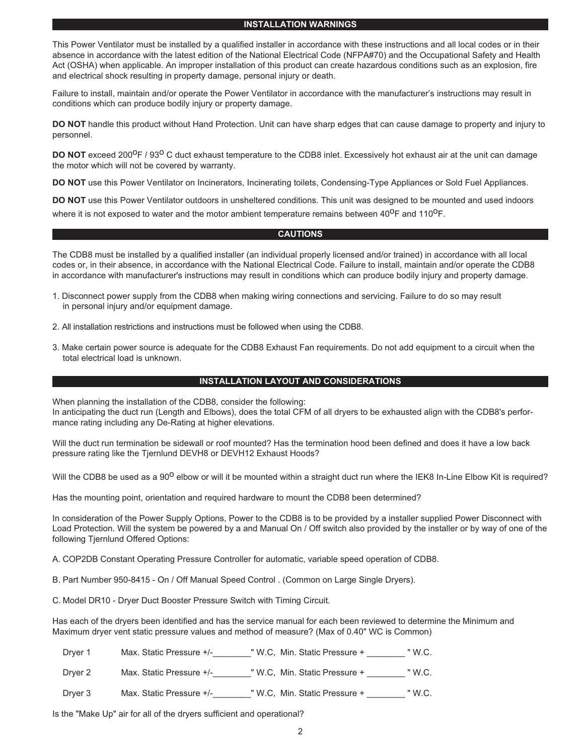## INSTALLATION WARNINGS

This Power Ventilator must be installed by a qualified installer in accordance with these instructions and all local codes or in their absence in accordance with the latest edition of the National Electrical Code (NFPA#70) and the Occupational Safety and Health Act (OSHA) when applicable. An improper installation of this product can create hazardous conditions such as an explosion, fire and electrical shock resulting in property damage, personal injury or death.

Failure to install, maintain and/or operate the Power Ventilator in accordance with the manufacturer's instructions may result in conditions which can produce bodily injury or property damage.

**DO NOT** handle this product without Hand Protection. Unit can have sharp edges that can cause damage to property and injury to personnel.

**DO NOT** exceed 200°F / 93° C duct exhaust temperature to the CDB8 inlet. Excessively hot exhaust air at the unit can damage the motor which will not be covered by warranty.

**DO NOT** use this Power Ventilator on Incinerators, Incinerating toilets, Condensing-Type Appliances or Sold Fuel Appliances.

**DO NOT** use this Power Ventilator outdoors in unsheltered conditions. This unit was designed to be mounted and used indoors where it is not exposed to water and the motor ambient temperature remains between 40°F and 110°F.

## CAUTIONS

The CDB8 must be installed by a qualified installer (an individual properly licensed and/or trained) in accordance with all local codes or, in their absence, in accordance with the National Electrical Code. Failure to install, maintain and/or operate the CDB8 in accordance with manufacturer's instructions may result in conditions which can produce bodily injury and property damage.

1. Disconnect power supply from the CDB8 when making wiring connections and servicing. Failure to do so may result in personal injury and/or equipment damage.
2. All installation restrictions and instructions must be followed when using the CDB8.
3. Make certain power source is adequate for the CDB8 Exhaust Fan requirements. Do not add equipment to a circuit when the total electrical load is unknown.

## INSTALLATION LAYOUT AND CONSIDERATIONS

When planning the installation of the CDB8, consider the following:
In anticipating the duct run (Length and Elbows), does the total CFM of all dryers to be exhausted align with the CDB8's performance rating including any De-Rating at higher elevations.

Will the duct run termination be sidewall or roof mounted? Has the termination hood been defined and does it have a low back pressure rating like the Tjernlund DEVH8 or DEVH12 Exhaust Hoods?

Will the CDB8 be used as a 90° elbow or will it be mounted within a straight duct run where the IEK8 In-Line Elbow Kit is required?

Has the mounting point, orientation and required hardware to mount the CDB8 been determined?

In consideration of the Power Supply Options, Power to the CDB8 is to be provided by a installer supplied Power Disconnect with Load Protection. Will the system be powered by a and Manual On / Off switch also provided by the installer or by way of one of the following Tjernlund Offered Options:

A. COP2DB Constant Operating Pressure Controller for automatic, variable speed operation of CDB8.

B. Part Number 950-8415 - On / Off Manual Speed Control . (Common on Large Single Dryers).

C. Model DR10 - Dryer Duct Booster Pressure Switch with Timing Circuit.

Has each of the dryers been identified and has the service manual for each been reviewed to determine the Minimum and Maximum dryer vent static pressure values and method of measure? (Max of 0.40" WC is Common)

Dryer 1 Max. Static Pressure +/-________" W.C, Min. Static Pressure + ________ " W.C.

Dryer 2 Max. Static Pressure +/-________" W.C, Min. Static Pressure + ________ " W.C.

Dryer 3 Max. Static Pressure +/-________" W.C, Min. Static Pressure + ________ " W.C.

Is the "Make Up" air for all of the dryers sufficient and operational?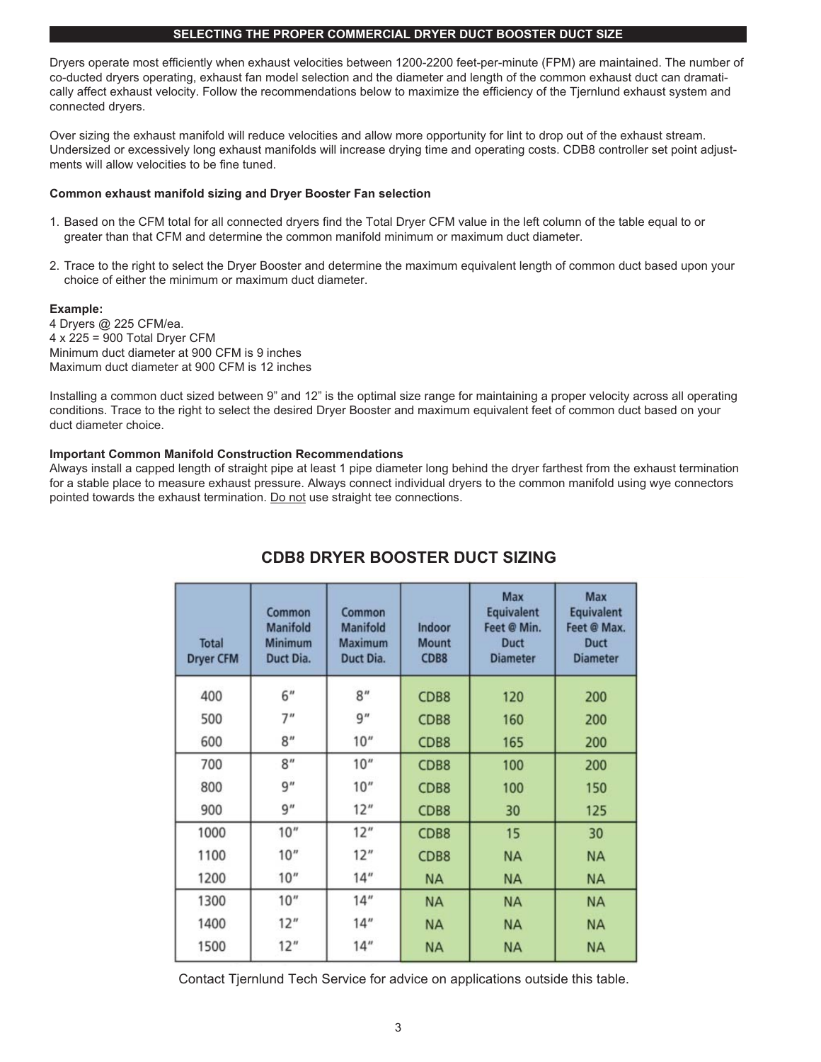## SELECTING THE PROPER COMMERCIAL DRYER DUCT BOOSTER DUCT SIZE

Dryers operate most efficiently when exhaust velocities between 1200-2200 feet-per-minute (FPM) are maintained. The number of co-ducted dryers operating, exhaust fan model selection and the diameter and length of the common exhaust duct can dramatically affect exhaust velocity. Follow the recommendations below to maximize the efficiency of the Tjernlund exhaust system and connected dryers.

Over sizing the exhaust manifold will reduce velocities and allow more opportunity for lint to drop out of the exhaust stream. Undersized or excessively long exhaust manifolds will increase drying time and operating costs. CDB8 controller set point adjustments will allow velocities to be fine tuned.

**Common exhaust manifold sizing and Dryer Booster Fan selection**

1. Based on the CFM total for all connected dryers find the Total Dryer CFM value in the left column of the table equal to or greater than that CFM and determine the common manifold minimum or maximum duct diameter.

2. Trace to the right to select the Dryer Booster and determine the maximum equivalent length of common duct based upon your choice of either the minimum or maximum duct diameter.

**Example:**
4 Dryers @ 225 CFM/ea.
4 x 225 = 900 Total Dryer CFM
Minimum duct diameter at 900 CFM is 9 inches
Maximum duct diameter at 900 CFM is 12 inches

Installing a common duct sized between 9" and 12" is the optimal size range for maintaining a proper velocity across all operating conditions. Trace to the right to select the desired Dryer Booster and maximum equivalent feet of common duct based on your duct diameter choice.

**Important Common Manifold Construction Recommendations**
Always install a capped length of straight pipe at least 1 pipe diameter long behind the dryer farthest from the exhaust termination for a stable place to measure exhaust pressure. Always connect individual dryers to the common manifold using wye connectors pointed towards the exhaust termination. Do not use straight tee connections.

## CDB8 DRYER BOOSTER DUCT SIZING

| Total Dryer CFM | Common Manifold Minimum Duct Dia. | Common Manifold Maximum Duct Dia. | Indoor Mount CDB8 | Max Equivalent Feet @ Min. Duct Diameter | Max Equivalent Feet @ Max. Duct Diameter |
|---|---|---|---|---|---|
| 400 | 6" | 8" | CDB8 | 120 | 200 |
| 500 | 7" | 9" | CDB8 | 160 | 200 |
| 600 | 8" | 10" | CDB8 | 165 | 200 |
| 700 | 8" | 10" | CDB8 | 100 | 200 |
| 800 | 9" | 10" | CDB8 | 100 | 150 |
| 900 | 9" | 12" | CDB8 | 30 | 125 |
| 1000 | 10" | 12" | CDB8 | 15 | 30 |
| 1100 | 10" | 12" | CDB8 | NA | NA |
| 1200 | 10" | 14" | NA | NA | NA |
| 1300 | 10" | 14" | NA | NA | NA |
| 1400 | 12" | 14" | NA | NA | NA |
| 1500 | 12" | 14" | NA | NA | NA |

Contact Tjernlund Tech Service for advice on applications outside this table.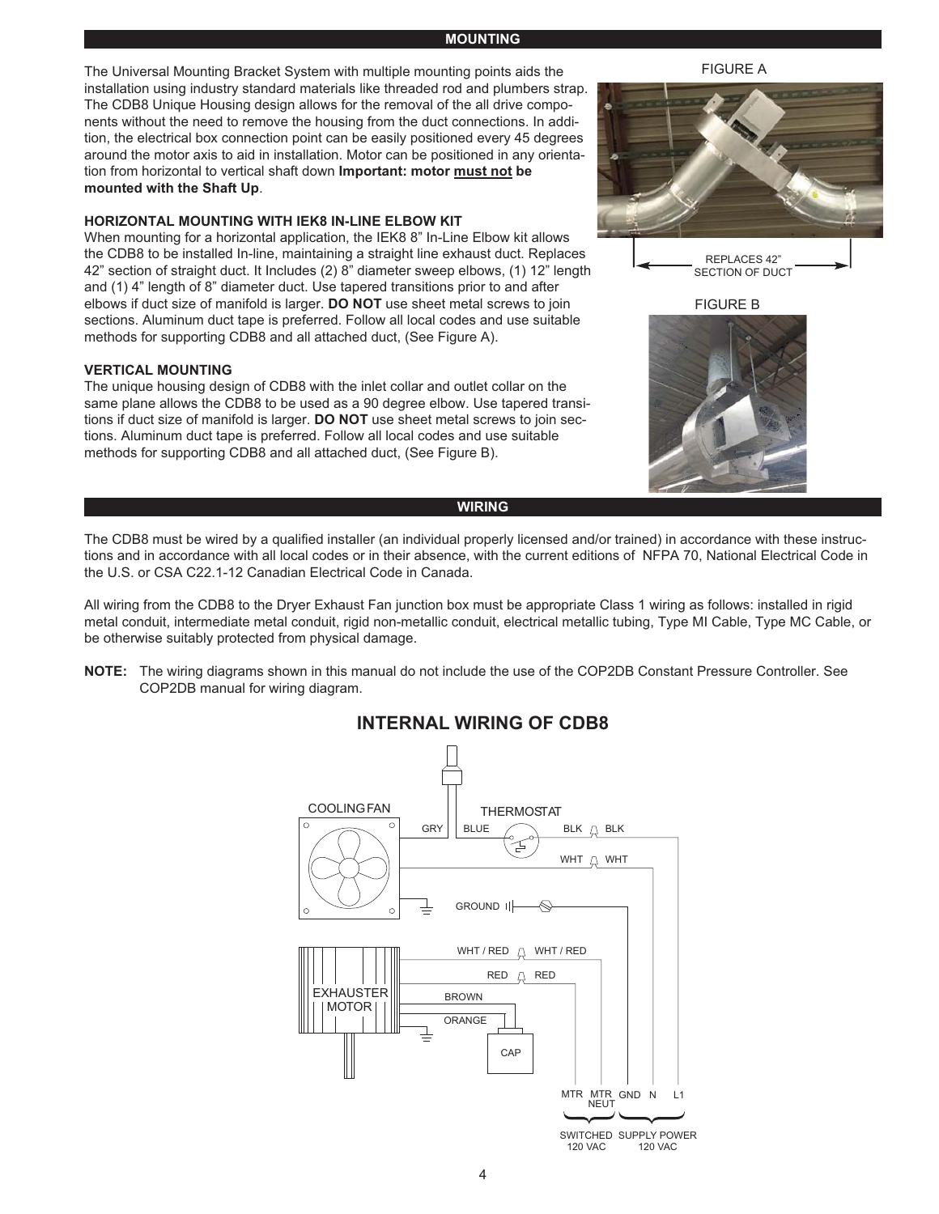## MOUNTING

The Universal Mounting Bracket System with multiple mounting points aids the installation using industry standard materials like threaded rod and plumbers strap. The CDB8 Unique Housing design allows for the removal of the all drive components without the need to remove the housing from the duct connections. In addition, the electrical box connection point can be easily positioned every 45 degrees around the motor axis to aid in installation. Motor can be positioned in any orientation from horizontal to vertical shaft down **Important: motor must not be mounted with the Shaft Up**.

### HORIZONTAL MOUNTING WITH IEK8 IN-LINE ELBOW KIT

When mounting for a horizontal application, the IEK8 8" In-Line Elbow kit allows the CDB8 to be installed In-line, maintaining a straight line exhaust duct. Replaces 42" section of straight duct. It Includes (2) 8" diameter sweep elbows, (1) 12" length and (1) 4" length of 8" diameter duct. Use tapered transitions prior to and after elbows if duct size of manifold is larger. **DO NOT** use sheet metal screws to join sections. Aluminum duct tape is preferred. Follow all local codes and use suitable methods for supporting CDB8 and all attached duct, (See Figure A).

FIGURE A

REPLACES 42" SECTION OF DUCT

### VERTICAL MOUNTING

The unique housing design of CDB8 with the inlet collar and outlet collar on the same plane allows the CDB8 to be used as a 90 degree elbow. Use tapered transitions if duct size of manifold is larger. **DO NOT** use sheet metal screws to join sections. Aluminum duct tape is preferred. Follow all local codes and use suitable methods for supporting CDB8 and all attached duct, (See Figure B).

FIGURE B

## WIRING

The CDB8 must be wired by a qualified installer (an individual properly licensed and/or trained) in accordance with these instructions and in accordance with all local codes or in their absence, with the current editions of NFPA 70, National Electrical Code in the U.S. or CSA C22.1-12 Canadian Electrical Code in Canada.

All wiring from the CDB8 to the Dryer Exhaust Fan junction box must be appropriate Class 1 wiring as follows: installed in rigid metal conduit, intermediate metal conduit, rigid non-metallic conduit, electrical metallic tubing, Type MI Cable, Type MC Cable, or be otherwise suitably protected from physical damage.

**NOTE:** The wiring diagrams shown in this manual do not include the use of the COP2DB Constant Pressure Controller. See COP2DB manual for wiring diagram.

### INTERNAL WIRING OF CDB8

COOLING FAN, THERMOSTAT, GRY, BLUE, BLK, BLK, WHT, WHT, GROUND, WHT / RED, WHT / RED, RED, RED, EXHAUSTER MOTOR, BROWN, ORANGE, CAP

MTR, MTR NEUT, GND, N, L1

SWITCHED 120 VAC — SUPPLY POWER 120 VAC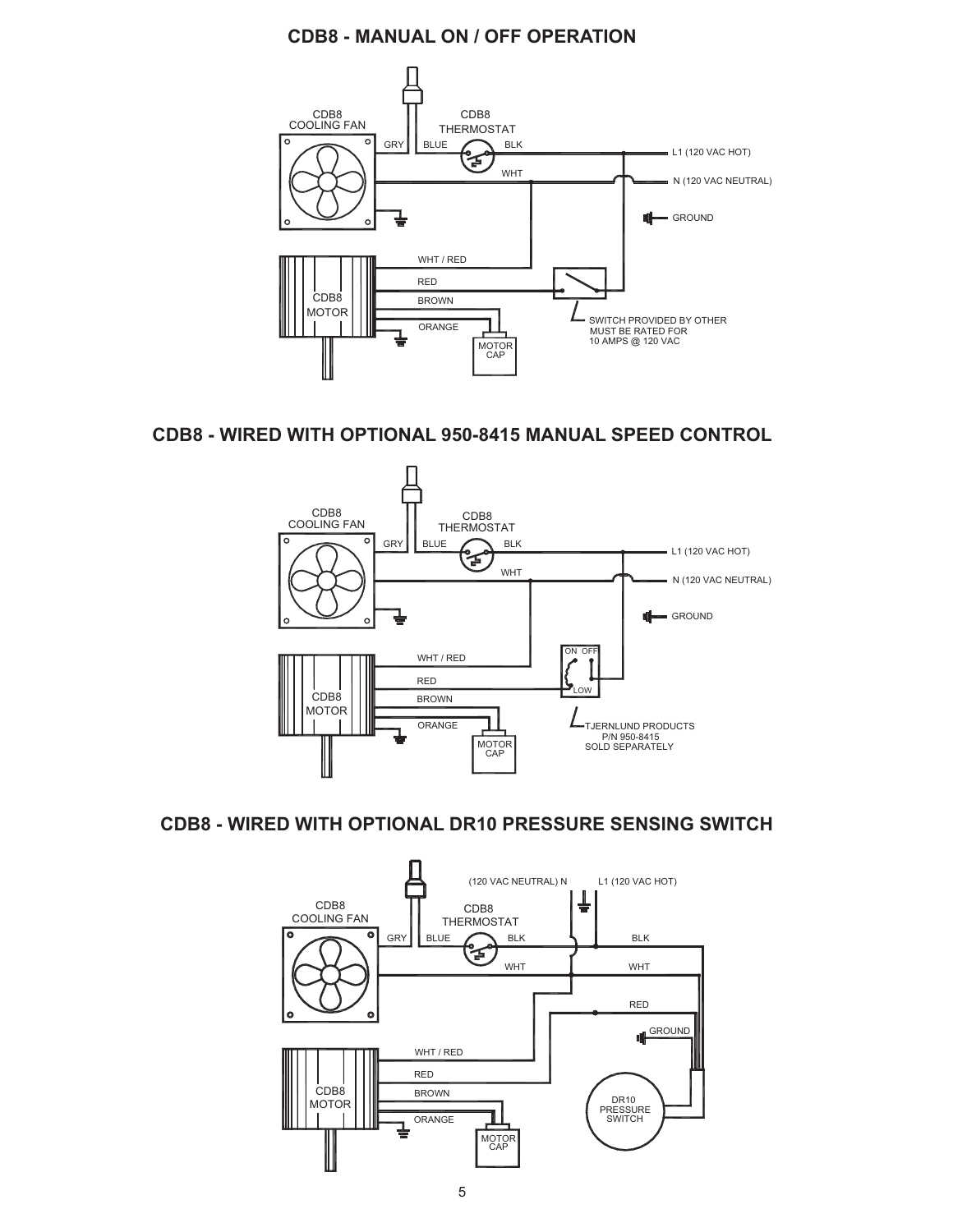## CDB8 - MANUAL ON / OFF OPERATION

CDB8 COOLING FAN

CDB8 THERMOSTAT

GRY  BLUE  BLK

WHT

L1 (120 VAC HOT)

N (120 VAC NEUTRAL)

GROUND

WHT / RED

RED

BROWN

ORANGE

CDB8 MOTOR

MOTOR CAP

SWITCH PROVIDED BY OTHER MUST BE RATED FOR 10 AMPS @ 120 VAC

## CDB8 - WIRED WITH OPTIONAL 950-8415 MANUAL SPEED CONTROL

CDB8 COOLING FAN

CDB8 THERMOSTAT

GRY  BLUE  BLK

WHT

L1 (120 VAC HOT)

N (120 VAC NEUTRAL)

GROUND

WHT / RED

RED

BROWN

ORANGE

CDB8 MOTOR

MOTOR CAP

ON  OFF

LOW

TJERNLUND PRODUCTS P/N 950-8415 SOLD SEPARATELY

## CDB8 - WIRED WITH OPTIONAL DR10 PRESSURE SENSING SWITCH

(120 VAC NEUTRAL) N    L1 (120 VAC HOT)

CDB8 COOLING FAN

CDB8 THERMOSTAT

GRY  BLUE  BLK

WHT

BLK

WHT

RED

GROUND

WHT / RED

RED

BROWN

ORANGE

CDB8 MOTOR

MOTOR CAP

DR10 PRESSURE SWITCH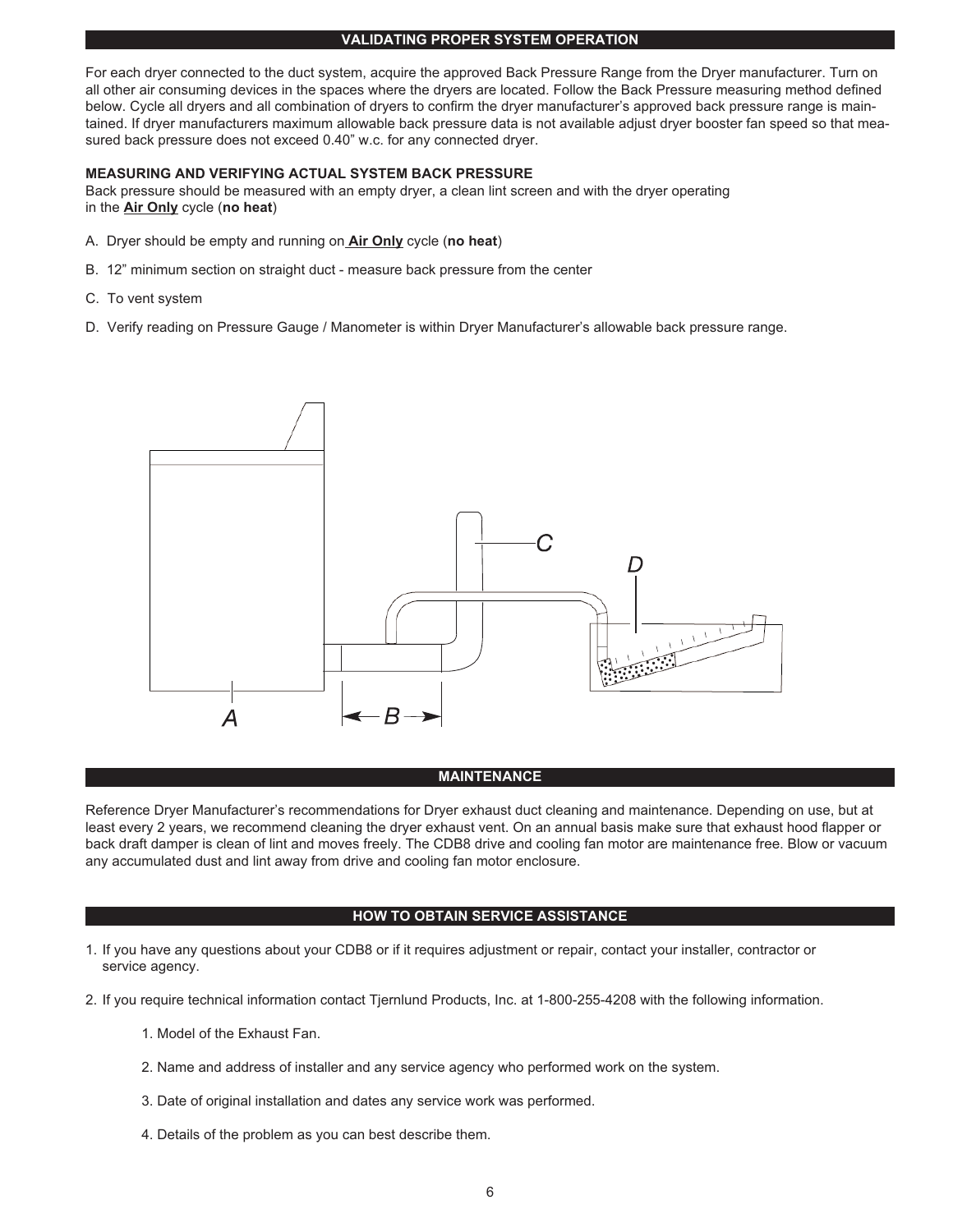## VALIDATING PROPER SYSTEM OPERATION

For each dryer connected to the duct system, acquire the approved Back Pressure Range from the Dryer manufacturer. Turn on all other air consuming devices in the spaces where the dryers are located. Follow the Back Pressure measuring method defined below. Cycle all dryers and all combination of dryers to confirm the dryer manufacturer's approved back pressure range is maintained. If dryer manufacturers maximum allowable back pressure data is not available adjust dryer booster fan speed so that measured back pressure does not exceed 0.40" w.c. for any connected dryer.

**MEASURING AND VERIFYING ACTUAL SYSTEM BACK PRESSURE**

Back pressure should be measured with an empty dryer, a clean lint screen and with the dryer operating in the **Air Only** cycle (**no heat**)

A. Dryer should be empty and running on **Air Only** cycle (**no heat**)

B. 12" minimum section on straight duct - measure back pressure from the center

C. To vent system

D. Verify reading on Pressure Gauge / Manometer is within Dryer Manufacturer's allowable back pressure range.

## MAINTENANCE

Reference Dryer Manufacturer's recommendations for Dryer exhaust duct cleaning and maintenance. Depending on use, but at least every 2 years, we recommend cleaning the dryer exhaust vent. On an annual basis make sure that exhaust hood flapper or back draft damper is clean of lint and moves freely. The CDB8 drive and cooling fan motor are maintenance free. Blow or vacuum any accumulated dust and lint away from drive and cooling fan motor enclosure.

## HOW TO OBTAIN SERVICE ASSISTANCE

1. If you have any questions about your CDB8 or if it requires adjustment or repair, contact your installer, contractor or service agency.

2. If you require technical information contact Tjernlund Products, Inc. at 1-800-255-4208 with the following information.

    1. Model of the Exhaust Fan.

    2. Name and address of installer and any service agency who performed work on the system.

    3. Date of original installation and dates any service work was performed.

    4. Details of the problem as you can best describe them.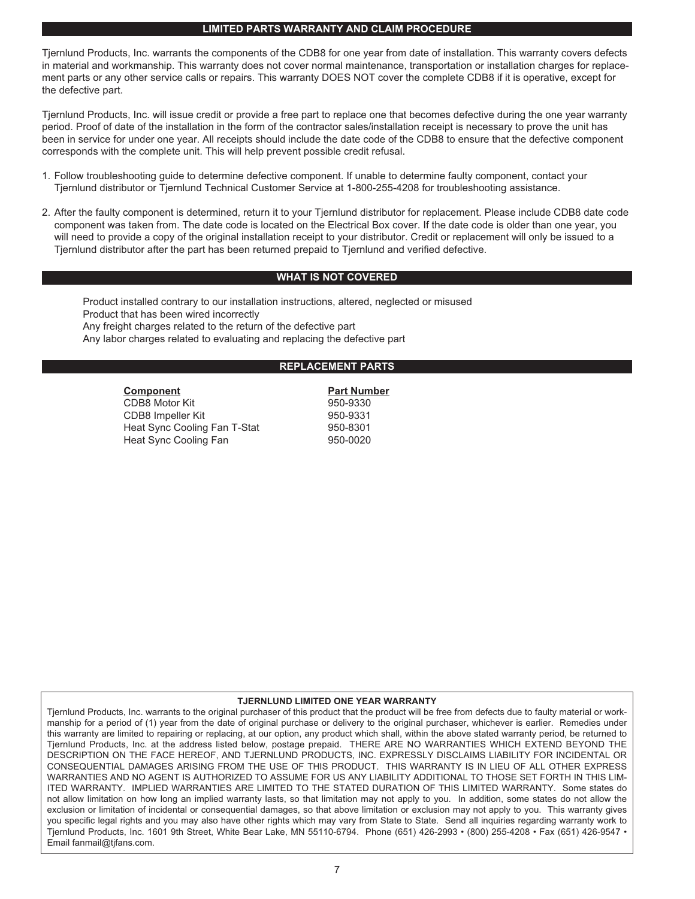## LIMITED PARTS WARRANTY AND CLAIM PROCEDURE

Tjernlund Products, Inc. warrants the components of the CDB8 for one year from date of installation. This warranty covers defects in material and workmanship. This warranty does not cover normal maintenance, transportation or installation charges for replacement parts or any other service calls or repairs. This warranty DOES NOT cover the complete CDB8 if it is operative, except for the defective part.

Tjernlund Products, Inc. will issue credit or provide a free part to replace one that becomes defective during the one year warranty period. Proof of date of the installation in the form of the contractor sales/installation receipt is necessary to prove the unit has been in service for under one year. All receipts should include the date code of the CDB8 to ensure that the defective component corresponds with the complete unit. This will help prevent possible credit refusal.

1. Follow troubleshooting guide to determine defective component. If unable to determine faulty component, contact your Tjernlund distributor or Tjernlund Technical Customer Service at 1-800-255-4208 for troubleshooting assistance.

2. After the faulty component is determined, return it to your Tjernlund distributor for replacement. Please include CDB8 date code component was taken from. The date code is located on the Electrical Box cover. If the date code is older than one year, you will need to provide a copy of the original installation receipt to your distributor. Credit or replacement will only be issued to a Tjernlund distributor after the part has been returned prepaid to Tjernlund and verified defective.

## WHAT IS NOT COVERED

Product installed contrary to our installation instructions, altered, neglected or misused
Product that has been wired incorrectly
Any freight charges related to the return of the defective part
Any labor charges related to evaluating and replacing the defective part

## REPLACEMENT PARTS

| Component | Part Number |
|---|---|
| CDB8 Motor Kit | 950-9330 |
| CDB8 Impeller Kit | 950-9331 |
| Heat Sync Cooling Fan T-Stat | 950-8301 |
| Heat Sync Cooling Fan | 950-0020 |

### TJERNLUND LIMITED ONE YEAR WARRANTY

Tjernlund Products, Inc. warrants to the original purchaser of this product that the product will be free from defects due to faulty material or workmanship for a period of (1) year from the date of original purchase or delivery to the original purchaser, whichever is earlier. Remedies under this warranty are limited to repairing or replacing, at our option, any product which shall, within the above stated warranty period, be returned to Tjernlund Products, Inc. at the address listed below, postage prepaid. THERE ARE NO WARRANTIES WHICH EXTEND BEYOND THE DESCRIPTION ON THE FACE HEREOF, AND TJERNLUND PRODUCTS, INC. EXPRESSLY DISCLAIMS LIABILITY FOR INCIDENTAL OR CONSEQUENTIAL DAMAGES ARISING FROM THE USE OF THIS PRODUCT. THIS WARRANTY IS IN LIEU OF ALL OTHER EXPRESS WARRANTIES AND NO AGENT IS AUTHORIZED TO ASSUME FOR US ANY LIABILITY ADDITIONAL TO THOSE SET FORTH IN THIS LIMITED WARRANTY. IMPLIED WARRANTIES ARE LIMITED TO THE STATED DURATION OF THIS LIMITED WARRANTY. Some states do not allow limitation on how long an implied warranty lasts, so that limitation may not apply to you. In addition, some states do not allow the exclusion or limitation of incidental or consequential damages, so that above limitation or exclusion may not apply to you. This warranty gives you specific legal rights and you may also have other rights which may vary from State to State. Send all inquiries regarding warranty work to Tjernlund Products, Inc. 1601 9th Street, White Bear Lake, MN 55110-6794. Phone (651) 426-2993 • (800) 255-4208 • Fax (651) 426-9547 • Email fanmail@tjfans.com.